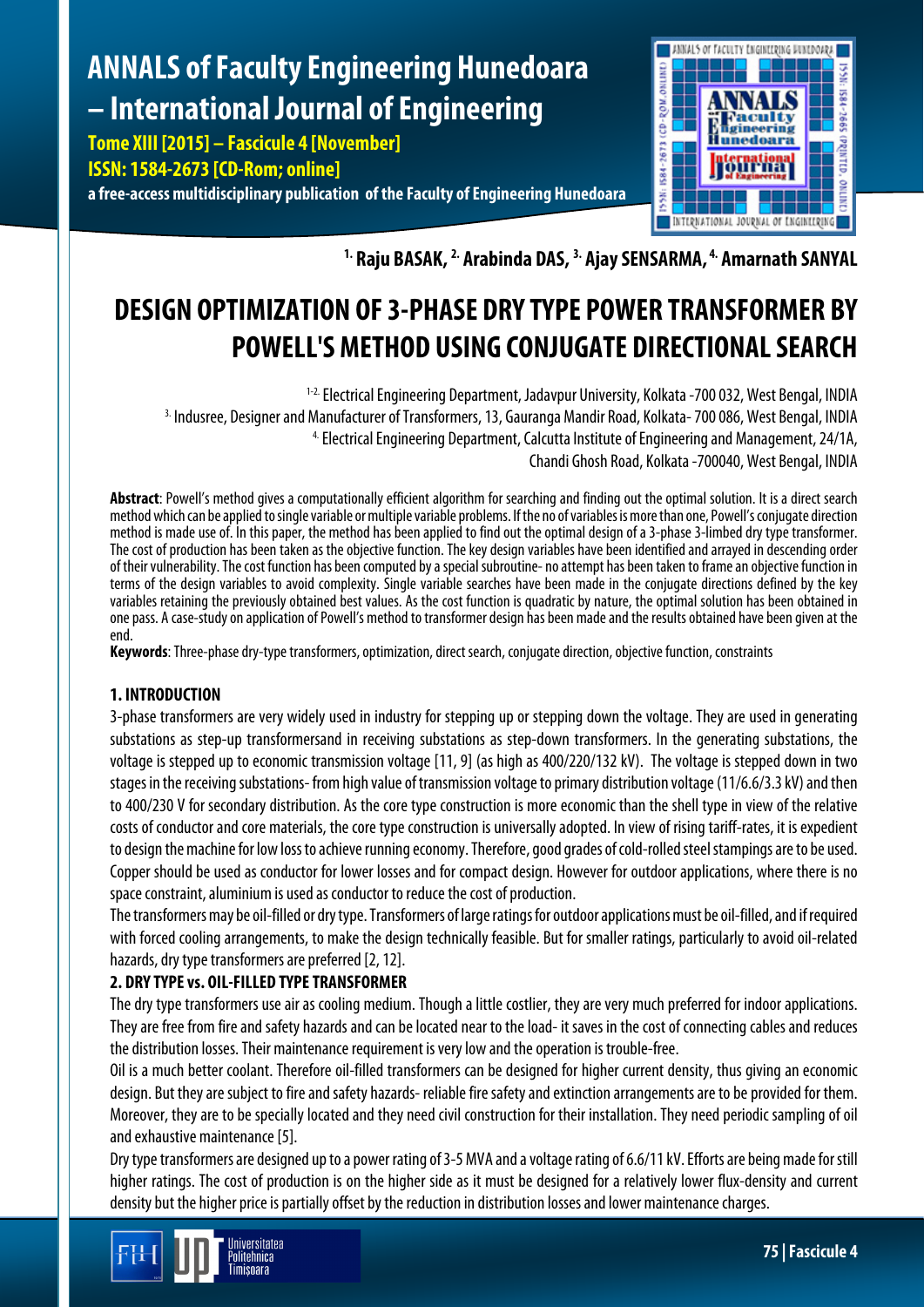# DESIGN OPTIMIZATION OF 3-PHASE DRY TYPE POWER TRANSFORMER BY POWELL'S METHOD USING CONJUGATE DIRECTIONAL SEARCH

[1.] Raju BASAK, [2.] Arabinda DAS, [3.] Ajay SENSARMA, [4.] Amarnath SANYAL

[1-2.] Electrical Engineering Department, Jadavpur University, Kolkata -700 032, West Bengal, INDIA
[3.] Indusree, Designer and Manufacturer of Transformers, 13, Gauranga Mandir Road, Kolkata- 700 086, West Bengal, INDIA
[4.] Electrical Engineering Department, Calcutta Institute of Engineering and Management, 24/1A, Chandi Ghosh Road, Kolkata -700040, West Bengal, INDIA

**Abstract**: Powell's method gives a computationally efficient algorithm for searching and finding out the optimal solution. It is a direct search method which can be applied to single variable or multiple variable problems. If the no of variables is more than one, Powell's conjugate direction method is made use of. In this paper, the method has been applied to find out the optimal design of a 3-phase 3-limbed dry type transformer. The cost of production has been taken as the objective function. The key design variables have been identified and arrayed in descending order of their vulnerability. The cost function has been computed by a special subroutine- no attempt has been taken to frame an objective function in terms of the design variables to avoid complexity. Single variable searches have been made in the conjugate directions defined by the key variables retaining the previously obtained best values. As the cost function is quadratic by nature, the optimal solution has been obtained in one pass. A case-study on application of Powell's method to transformer design has been made and the results obtained have been given at the end.

**Keywords**: Three-phase dry-type transformers, optimization, direct search, conjugate direction, objective function, constraints

## 1. INTRODUCTION

3-phase transformers are very widely used in industry for stepping up or stepping down the voltage. They are used in generating substations as step-up transformersand in receiving substations as step-down transformers. In the generating substations, the voltage is stepped up to economic transmission voltage [11, 9] (as high as 400/220/132 kV). The voltage is stepped down in two stages in the receiving substations- from high value of transmission voltage to primary distribution voltage (11/6.6/3.3 kV) and then to 400/230 V for secondary distribution. As the core type construction is more economic than the shell type in view of the relative costs of conductor and core materials, the core type construction is universally adopted. In view of rising tariff-rates, it is expedient to design the machine for low loss to achieve running economy. Therefore, good grades of cold-rolled steel stampings are to be used. Copper should be used as conductor for lower losses and for compact design. However for outdoor applications, where there is no space constraint, aluminium is used as conductor to reduce the cost of production.

The transformers may be oil-filled or dry type. Transformers of large ratings for outdoor applications must be oil-filled, and if required with forced cooling arrangements, to make the design technically feasible. But for smaller ratings, particularly to avoid oil-related hazards, dry type transformers are preferred [2, 12].

## 2. DRY TYPE vs. OIL-FILLED TYPE TRANSFORMER

The dry type transformers use air as cooling medium. Though a little costlier, they are very much preferred for indoor applications. They are free from fire and safety hazards and can be located near to the load- it saves in the cost of connecting cables and reduces the distribution losses. Their maintenance requirement is very low and the operation is trouble-free.

Oil is a much better coolant. Therefore oil-filled transformers can be designed for higher current density, thus giving an economic design. But they are subject to fire and safety hazards- reliable fire safety and extinction arrangements are to be provided for them. Moreover, they are to be specially located and they need civil construction for their installation. They need periodic sampling of oil and exhaustive maintenance [5].

Dry type transformers are designed up to a power rating of 3-5 MVA and a voltage rating of 6.6/11 kV. Efforts are being made for still higher ratings. The cost of production is on the higher side as it must be designed for a relatively lower flux-density and current density but the higher price is partially offset by the reduction in distribution losses and lower maintenance charges.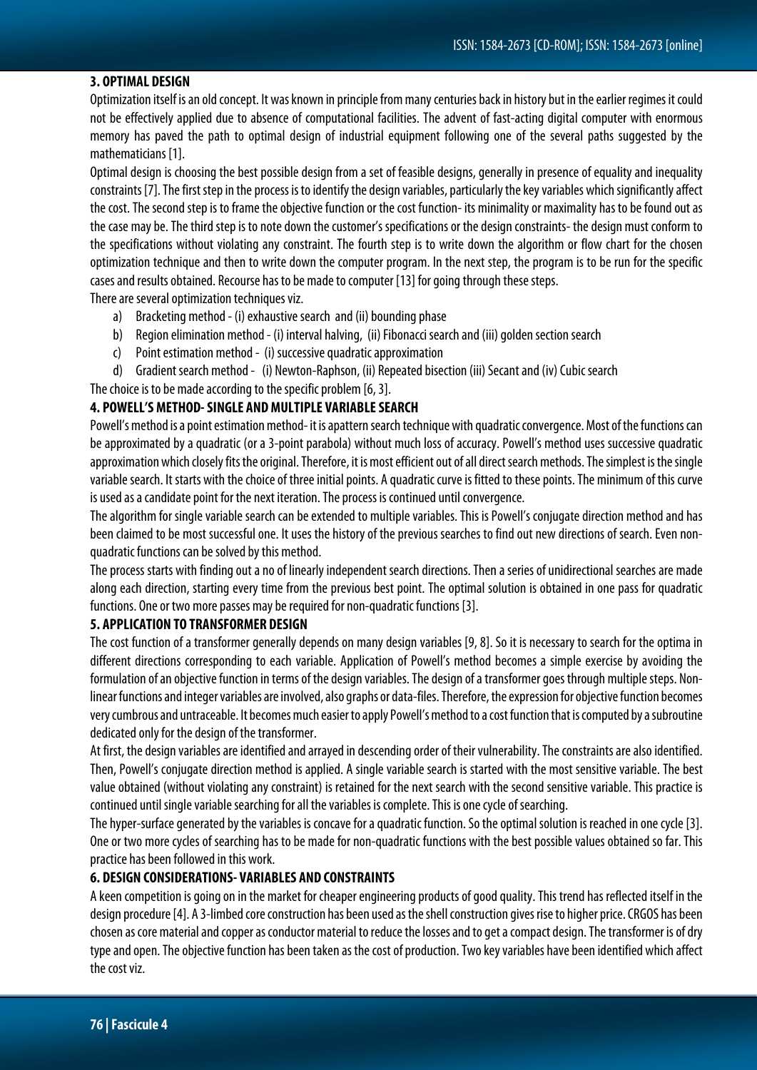## 3. OPTIMAL DESIGN

Optimization itself is an old concept. It was known in principle from many centuries back in history but in the earlier regimes it could not be effectively applied due to absence of computational facilities. The advent of fast-acting digital computer with enormous memory has paved the path to optimal design of industrial equipment following one of the several paths suggested by the mathematicians [1].

Optimal design is choosing the best possible design from a set of feasible designs, generally in presence of equality and inequality constraints [7]. The first step in the process is to identify the design variables, particularly the key variables which significantly affect the cost. The second step is to frame the objective function or the cost function- its minimality or maximality has to be found out as the case may be. The third step is to note down the customer's specifications or the design constraints- the design must conform to the specifications without violating any constraint. The fourth step is to write down the algorithm or flow chart for the chosen optimization technique and then to write down the computer program. In the next step, the program is to be run for the specific cases and results obtained. Recourse has to be made to computer [13] for going through these steps.

There are several optimization techniques viz.

a) Bracketing method - (i) exhaustive search and (ii) bounding phase
b) Region elimination method - (i) interval halving, (ii) Fibonacci search and (iii) golden section search
c) Point estimation method - (i) successive quadratic approximation
d) Gradient search method - (i) Newton-Raphson, (ii) Repeated bisection (iii) Secant and (iv) Cubic search

The choice is to be made according to the specific problem [6, 3].

## 4. POWELL'S METHOD- SINGLE AND MULTIPLE VARIABLE SEARCH

Powell's method is a point estimation method- it is apattern search technique with quadratic convergence. Most of the functions can be approximated by a quadratic (or a 3-point parabola) without much loss of accuracy. Powell's method uses successive quadratic approximation which closely fits the original. Therefore, it is most efficient out of all direct search methods. The simplest is the single variable search. It starts with the choice of three initial points. A quadratic curve is fitted to these points. The minimum of this curve is used as a candidate point for the next iteration. The process is continued until convergence.

The algorithm for single variable search can be extended to multiple variables. This is Powell's conjugate direction method and has been claimed to be most successful one. It uses the history of the previous searches to find out new directions of search. Even non-quadratic functions can be solved by this method.

The process starts with finding out a no of linearly independent search directions. Then a series of unidirectional searches are made along each direction, starting every time from the previous best point. The optimal solution is obtained in one pass for quadratic functions. One or two more passes may be required for non-quadratic functions [3].

## 5. APPLICATION TO TRANSFORMER DESIGN

The cost function of a transformer generally depends on many design variables [9, 8]. So it is necessary to search for the optima in different directions corresponding to each variable. Application of Powell's method becomes a simple exercise by avoiding the formulation of an objective function in terms of the design variables. The design of a transformer goes through multiple steps. Non-linear functions and integer variables are involved, also graphs or data-files. Therefore, the expression for objective function becomes very cumbrous and untraceable. It becomes much easier to apply Powell's method to a cost function that is computed by a subroutine dedicated only for the design of the transformer.

At first, the design variables are identified and arrayed in descending order of their vulnerability. The constraints are also identified. Then, Powell's conjugate direction method is applied. A single variable search is started with the most sensitive variable. The best value obtained (without violating any constraint) is retained for the next search with the second sensitive variable. This practice is continued until single variable searching for all the variables is complete. This is one cycle of searching.

The hyper-surface generated by the variables is concave for a quadratic function. So the optimal solution is reached in one cycle [3]. One or two more cycles of searching has to be made for non-quadratic functions with the best possible values obtained so far. This practice has been followed in this work.

## 6. DESIGN CONSIDERATIONS- VARIABLES AND CONSTRAINTS

A keen competition is going on in the market for cheaper engineering products of good quality. This trend has reflected itself in the design procedure [4]. A 3-limbed core construction has been used as the shell construction gives rise to higher price. CRGOS has been chosen as core material and copper as conductor material to reduce the losses and to get a compact design. The transformer is of dry type and open. The objective function has been taken as the cost of production. Two key variables have been identified which affect the cost viz.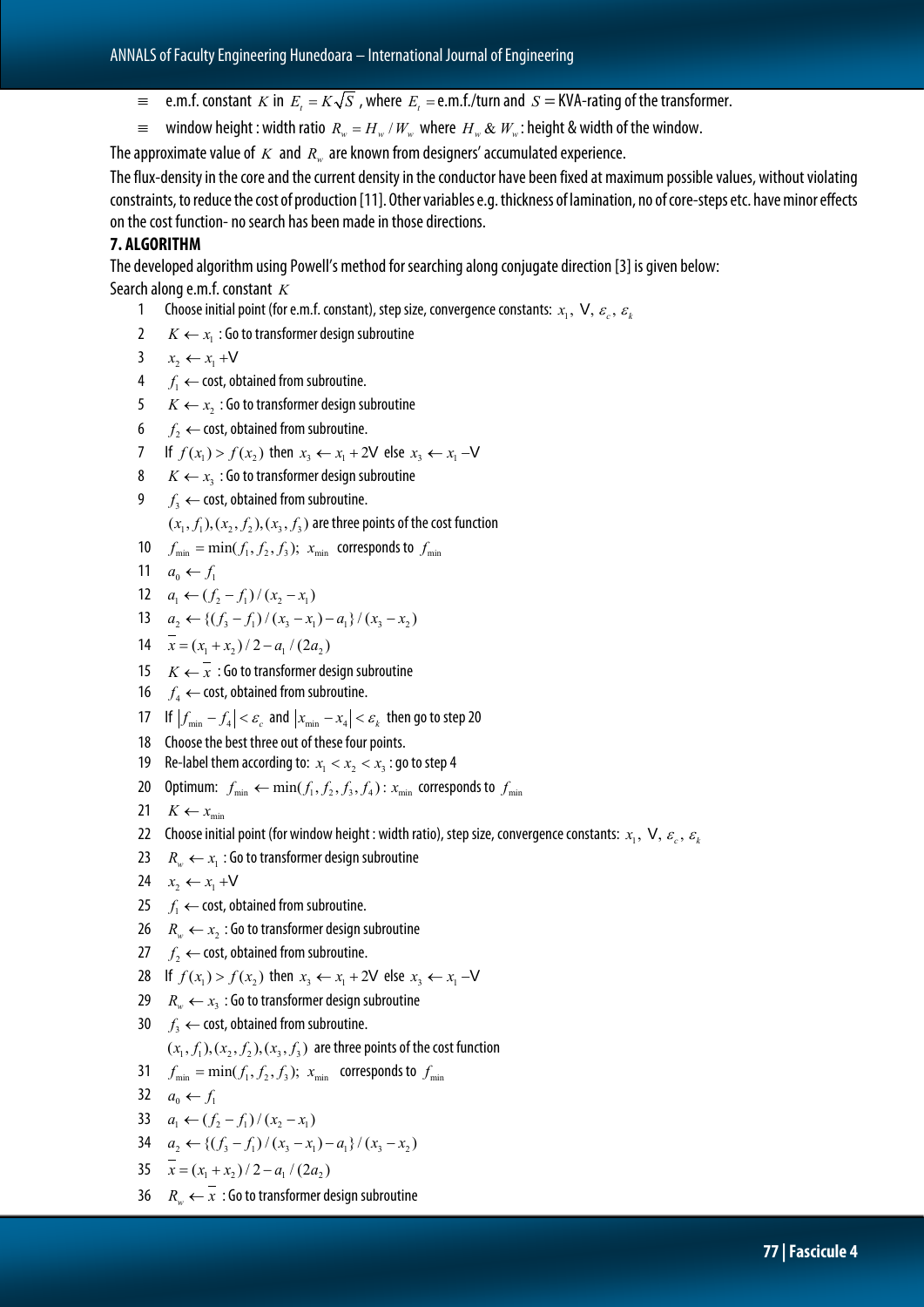- ≡ e.m.f. constant $K$ in $E_t = K\sqrt{S}$ , where $E_t$ = e.m.f./turn and $S$ = KVA-rating of the transformer.
- ≡ window height : width ratio $R_w = H_w / W_w$ where $H_w$ & $W_w$ : height & width of the window.

The approximate value of $K$ and $R_w$ are known from designers' accumulated experience.

The flux-density in the core and the current density in the conductor have been fixed at maximum possible values, without violating constraints, to reduce the cost of production [11]. Other variables e.g. thickness of lamination, no of core-steps etc. have minor effects on the cost function- no search has been made in those directions.

## 7. ALGORITHM

The developed algorithm using Powell's method for searching along conjugate direction [3] is given below:

Search along e.m.f. constant $K$

1. Choose initial point (for e.m.f. constant), step size, convergence constants: $x_1$, $\vee$, $\varepsilon_c$, $\varepsilon_k$
2. $K \leftarrow x_1$ : Go to transformer design subroutine
3. $x_2 \leftarrow x_1 + \vee$
4. $f_1 \leftarrow$ cost, obtained from subroutine.
5. $K \leftarrow x_2$ : Go to transformer design subroutine
6. $f_2 \leftarrow$ cost, obtained from subroutine.
7. If $f(x_1) > f(x_2)$ then $x_3 \leftarrow x_1 + 2\vee$ else $x_3 \leftarrow x_1 - \vee$
8. $K \leftarrow x_3$ : Go to transformer design subroutine
9. $f_3 \leftarrow$ cost, obtained from subroutine.
   $(x_1, f_1), (x_2, f_2), (x_3, f_3)$ are three points of the cost function
10. $f_{\min} = \min(f_1, f_2, f_3)$; $x_{\min}$ corresponds to $f_{\min}$
11. $a_0 \leftarrow f_1$
12. $a_1 \leftarrow (f_2 - f_1)/(x_2 - x_1)$
13. $a_2 \leftarrow \{(f_3 - f_1)/(x_3 - x_1) - a_1\}/(x_3 - x_2)$
14. $\bar{x} = (x_1 + x_2)/2 - a_1/(2a_2)$
15. $K \leftarrow \bar{x}$ : Go to transformer design subroutine
16. $f_4 \leftarrow$ cost, obtained from subroutine.
17. If $|f_{\min} - f_4| < \varepsilon_c$ and $|x_{\min} - x_4| < \varepsilon_k$ then go to step 20
18. Choose the best three out of these four points.
19. Re-label them according to: $x_1 < x_2 < x_3$ : go to step 4
20. Optimum: $f_{\min} \leftarrow \min(f_1, f_2, f_3, f_4)$ : $x_{\min}$ corresponds to $f_{\min}$
21. $K \leftarrow x_{\min}$
22. Choose initial point (for window height : width ratio), step size, convergence constants: $x_1$, $\vee$, $\varepsilon_c$, $\varepsilon_k$
23. $R_w \leftarrow x_1$ : Go to transformer design subroutine
24. $x_2 \leftarrow x_1 + \vee$
25. $f_1 \leftarrow$ cost, obtained from subroutine.
26. $R_w \leftarrow x_2$ : Go to transformer design subroutine
27. $f_2 \leftarrow$ cost, obtained from subroutine.
28. If $f(x_1) > f(x_2)$ then $x_3 \leftarrow x_1 + 2\vee$ else $x_3 \leftarrow x_1 - \vee$
29. $R_w \leftarrow x_3$ : Go to transformer design subroutine
30. $f_3 \leftarrow$ cost, obtained from subroutine.
    $(x_1, f_1), (x_2, f_2), (x_3, f_3)$ are three points of the cost function
31. $f_{\min} = \min(f_1, f_2, f_3)$; $x_{\min}$ corresponds to $f_{\min}$
32. $a_0 \leftarrow f_1$
33. $a_1 \leftarrow (f_2 - f_1)/(x_2 - x_1)$
34. $a_2 \leftarrow \{(f_3 - f_1)/(x_3 - x_1) - a_1\}/(x_3 - x_2)$
35. $\bar{x} = (x_1 + x_2)/2 - a_1/(2a_2)$
36. $R_w \leftarrow \bar{x}$ : Go to transformer design subroutine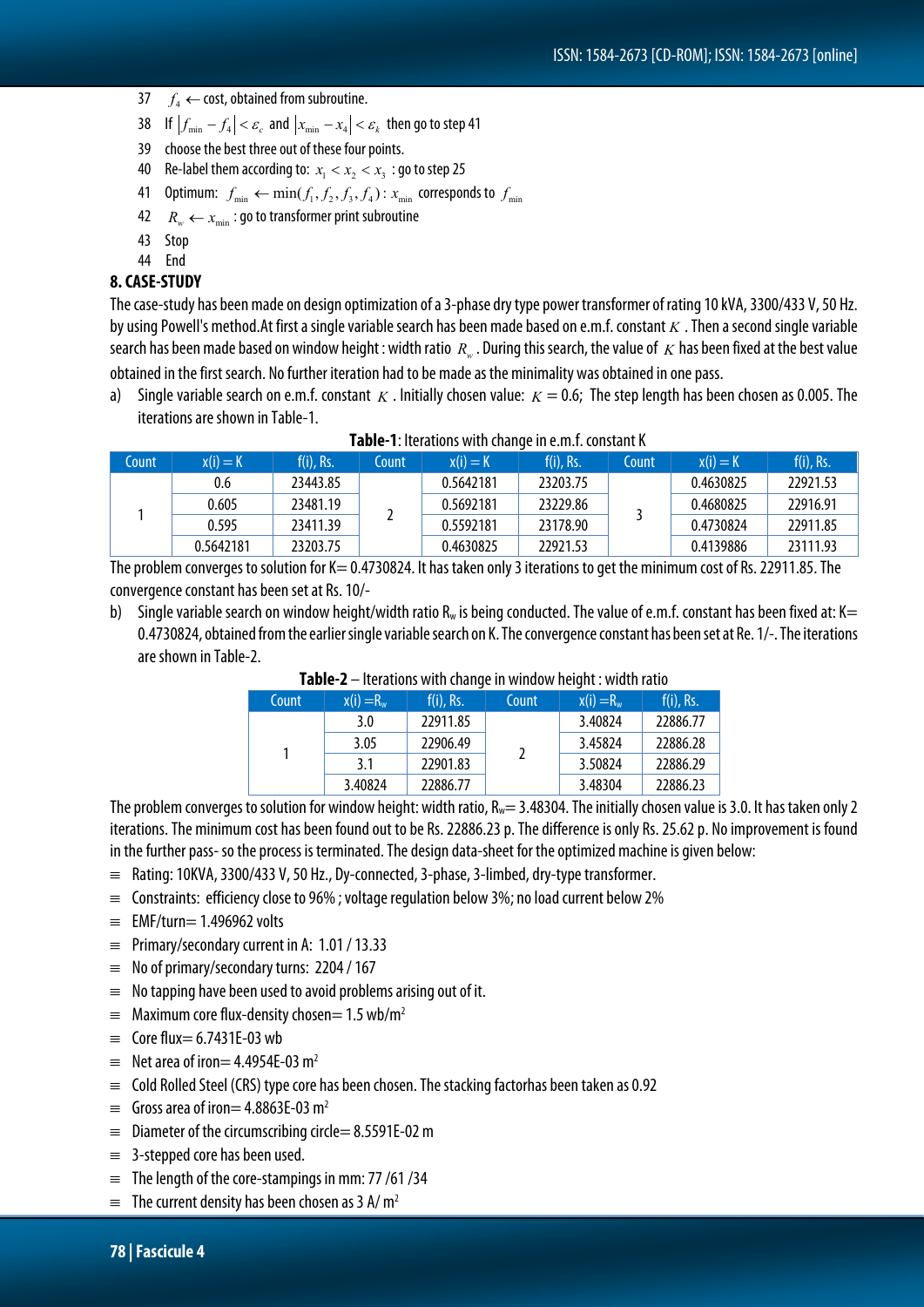37 $f_4 \leftarrow$ cost, obtained from subroutine.

38 If $|f_{\min} - f_4| < \varepsilon_c$ and $|x_{\min} - x_4| < \varepsilon_k$ then go to step 41

39 choose the best three out of these four points.

40 Re-label them according to: $x_1 < x_2 < x_3$ : go to step 25

41 Optimum: $f_{\min} \leftarrow \min(f_1, f_2, f_3, f_4)$ : $x_{\min}$ corresponds to $f_{\min}$

42 $R_w \leftarrow x_{\min}$ : go to transformer print subroutine

43 Stop

44 End

## 8. CASE-STUDY

The case-study has been made on design optimization of a 3-phase dry type power transformer of rating 10 kVA, 3300/433 V, 50 Hz. by using Powell's method.At first a single variable search has been made based on e.m.f. constant $K$ . Then a second single variable search has been made based on window height : width ratio $R_w$ . During this search, the value of $K$ has been fixed at the best value obtained in the first search. No further iteration had to be made as the minimality was obtained in one pass.

a) Single variable search on e.m.f. constant $K$ . Initially chosen value: $K = 0.6$; The step length has been chosen as 0.005. The iterations are shown in Table-1.

**Table-1**: Iterations with change in e.m.f. constant K

| Count | x(i) = K | f(i), Rs. | Count | x(i) = K | f(i), Rs. | Count | x(i) = K | f(i), Rs. |
|---|---|---|---|---|---|---|---|---|
| 1 | 0.6 | 23443.85 | 2 | 0.5642181 | 23203.75 | 3 | 0.4630825 | 22921.53 |
| | 0.605 | 23481.19 | | 0.5692181 | 23229.86 | | 0.4680825 | 22916.91 |
| | 0.595 | 23411.39 | | 0.5592181 | 23178.90 | | 0.4730824 | 22911.85 |
| | 0.5642181 | 23203.75 | | 0.4630825 | 22921.53 | | 0.4139886 | 23111.93 |

The problem converges to solution for K= 0.4730824. It has taken only 3 iterations to get the minimum cost of Rs. 22911.85. The convergence constant has been set at Rs. 10/-

b) Single variable search on window height/width ratio $R_w$ is being conducted. The value of e.m.f. constant has been fixed at: K= 0.4730824, obtained from the earlier single variable search on K. The convergence constant has been set at Re. 1/-. The iterations are shown in Table-2.

**Table-2** – Iterations with change in window height : width ratio

| Count | x(i) = $R_w$ | f(i), Rs. | Count | x(i) = $R_w$ | f(i), Rs. |
|---|---|---|---|---|---|
| 1 | 3.0 | 22911.85 | 2 | 3.40824 | 22886.77 |
| | 3.05 | 22906.49 | | 3.45824 | 22886.28 |
| | 3.1 | 22901.83 | | 3.50824 | 22886.29 |
| | 3.40824 | 22886.77 | | 3.48304 | 22886.23 |

The problem converges to solution for window height: width ratio, $R_w$= 3.48304. The initially chosen value is 3.0. It has taken only 2 iterations. The minimum cost has been found out to be Rs. 22886.23 p. The difference is only Rs. 25.62 p. No improvement is found in the further pass- so the process is terminated. The design data-sheet for the optimized machine is given below:

- Rating: 10KVA, 3300/433 V, 50 Hz., Dy-connected, 3-phase, 3-limbed, dry-type transformer.
- Constraints: efficiency close to 96% ; voltage regulation below 3%; no load current below 2%
- EMF/turn= 1.496962 volts
- Primary/secondary current in A: 1.01 / 13.33
- No of primary/secondary turns: 2204 / 167
- No tapping have been used to avoid problems arising out of it.
- Maximum core flux-density chosen= 1.5 wb/m$^2$
- Core flux= 6.7431E-03 wb
- Net area of iron= 4.4954E-03 m$^2$
- Cold Rolled Steel (CRS) type core has been chosen. The stacking factorhas been taken as 0.92
- Gross area of iron= 4.8863E-03 m$^2$
- Diameter of the circumscribing circle= 8.5591E-02 m
- 3-stepped core has been used.
- The length of the core-stampings in mm: 77 /61 /34
- The current density has been chosen as 3 A/ m$^2$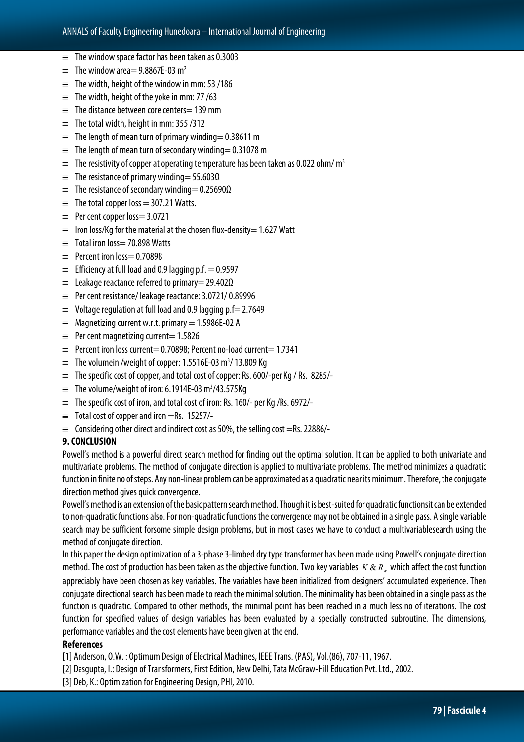- The window space factor has been taken as 0.3003
- The window area= 9.8867E-03 $m^2$
- The width, height of the window in mm: 53 /186
- The width, height of the yoke in mm: 77 /63
- The distance between core centers= 139 mm
- The total width, height in mm: 355 /312
- The length of mean turn of primary winding= 0.38611 m
- The length of mean turn of secondary winding= 0.31078 m
- The resistivity of copper at operating temperature has been taken as 0.022 ohm/ $m^3$
- The resistance of primary winding= 55.603Ω
- The resistance of secondary winding= 0.25690Ω
- The total copper loss = 307.21 Watts.
- Per cent copper loss= 3.0721
- Iron loss/Kg for the material at the chosen flux-density= 1.627 Watt
- Total iron loss= 70.898 Watts
- Percent iron loss= 0.70898
- Efficiency at full load and 0.9 lagging p.f. = 0.9597
- Leakage reactance referred to primary= 29.402Ω
- Per cent resistance/ leakage reactance: 3.0721/ 0.89996
- Voltage regulation at full load and 0.9 lagging p.f= 2.7649
- Magnetizing current w.r.t. primary = 1.5986E-02 A
- Per cent magnetizing current= 1.5826
- Percent iron loss current= 0.70898; Percent no-load current= 1.7341
- The volumein /weight of copper: 1.5516E-03 $m^3$/ 13.809 Kg
- The specific cost of copper, and total cost of copper: Rs. 600/-per Kg / Rs. 8285/-
- The volume/weight of iron: 6.1914E-03 $m^3$/43.575Kg
- The specific cost of iron, and total cost of iron: Rs. 160/- per Kg /Rs. 6972/-
- Total cost of copper and iron =Rs. 15257/-
- Considering other direct and indirect cost as 50%, the selling cost =Rs. 22886/-

## 9. CONCLUSION

Powell's method is a powerful direct search method for finding out the optimal solution. It can be applied to both univariate and multivariate problems. The method of conjugate direction is applied to multivariate problems. The method minimizes a quadratic function in finite no of steps. Any non-linear problem can be approximated as a quadratic near its minimum. Therefore, the conjugate direction method gives quick convergence.

Powell's method is an extension of the basic pattern search method. Though it is best-suited for quadratic functionsit can be extended to non-quadratic functions also. For non-quadratic functions the convergence may not be obtained in a single pass. A single variable search may be sufficient forsome simple design problems, but in most cases we have to conduct a multivariablesearch using the method of conjugate direction.

In this paper the design optimization of a 3-phase 3-limbed dry type transformer has been made using Powell's conjugate direction method. The cost of production has been taken as the objective function. Two key variables $K \& R_w$ which affect the cost function appreciably have been chosen as key variables. The variables have been initialized from designers' accumulated experience. Then conjugate directional search has been made to reach the minimal solution. The minimality has been obtained in a single pass as the function is quadratic. Compared to other methods, the minimal point has been reached in a much less no of iterations. The cost function for specified values of design variables has been evaluated by a specially constructed subroutine. The dimensions, performance variables and the cost elements have been given at the end.

**References**

[1] Anderson, O.W. : Optimum Design of Electrical Machines, IEEE Trans. (PAS), Vol.(86), 707-11, 1967.

[2] Dasgupta, I.: Design of Transformers, First Edition, New Delhi, Tata McGraw-Hill Education Pvt. Ltd., 2002.

[3] Deb, K.: Optimization for Engineering Design, PHI, 2010.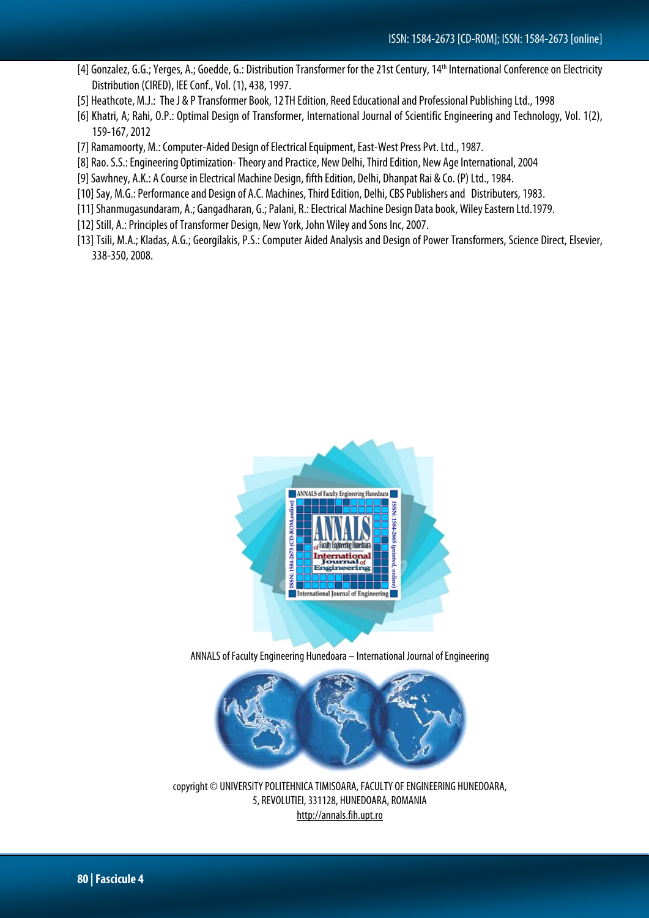[4] Gonzalez, G.G.; Yerges, A.; Goedde, G.: Distribution Transformer for the 21st Century, 14th International Conference on Electricity Distribution (CIRED), IEE Conf., Vol. (1), 438, 1997.

[5] Heathcote, M.J.: The J & P Transformer Book, 12 TH Edition, Reed Educational and Professional Publishing Ltd., 1998

[6] Khatri, A; Rahi, O.P.: Optimal Design of Transformer, International Journal of Scientific Engineering and Technology, Vol. 1(2), 159-167, 2012

[7] Ramamoorty, M.: Computer-Aided Design of Electrical Equipment, East-West Press Pvt. Ltd., 1987.

[8] Rao. S.S.: Engineering Optimization- Theory and Practice, New Delhi, Third Edition, New Age International, 2004

[9] Sawhney, A.K.: A Course in Electrical Machine Design, fifth Edition, Delhi, Dhanpat Rai & Co. (P) Ltd., 1984.

[10] Say, M.G.: Performance and Design of A.C. Machines, Third Edition, Delhi, CBS Publishers and Distributers, 1983.

[11] Shanmugasundaram, A.; Gangadharan, G.; Palani, R.: Electrical Machine Design Data book, Wiley Eastern Ltd.1979.

[12] Still, A.: Principles of Transformer Design, New York, John Wiley and Sons Inc, 2007.

[13] Tsili, M.A.; Kladas, A.G.; Georgilakis, P.S.: Computer Aided Analysis and Design of Power Transformers, Science Direct, Elsevier, 338-350, 2008.

ANNALS of Faculty Engineering Hunedoara – International Journal of Engineering

copyright © UNIVERSITY POLITEHNICA TIMISOARA, FACULTY OF ENGINEERING HUNEDOARA,
5, REVOLUTIEI, 331128, HUNEDOARA, ROMANIA
http://annals.fih.upt.ro